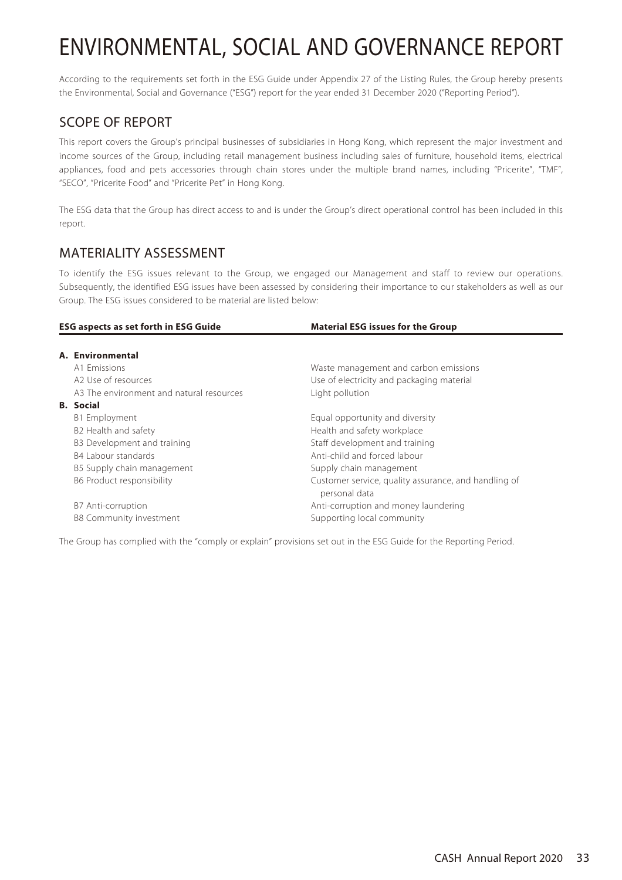# ENVIRONMENTAL, SOCIAL AND GOVERNANCE REPORT

According to the requirements set forth in the ESG Guide under Appendix 27 of the Listing Rules, the Group hereby presents the Environmental, Social and Governance ("ESG") report for the year ended 31 December 2020 ("Reporting Period").

## SCOPE OF REPORT

This report covers the Group's principal businesses of subsidiaries in Hong Kong, which represent the major investment and income sources of the Group, including retail management business including sales of furniture, household items, electrical appliances, food and pets accessories through chain stores under the multiple brand names, including "Pricerite", "TMF", "SECO", "Pricerite Food" and "Pricerite Pet" in Hong Kong.

The ESG data that the Group has direct access to and is under the Group's direct operational control has been included in this report.

## MATERIALITY ASSESSMENT

To identify the ESG issues relevant to the Group, we engaged our Management and staff to review our operations. Subsequently, the identified ESG issues have been assessed by considering their importance to our stakeholders as well as our Group. The ESG issues considered to be material are listed below:

| ESG aspects as set forth in ESG Guide | Material ESG issues for the Group |
|---|---|
| **A. Environmental** | |
| A1 Emissions | Waste management and carbon emissions |
| A2 Use of resources | Use of electricity and packaging material |
| A3 The environment and natural resources | Light pollution |
| **B. Social** | |
| B1 Employment | Equal opportunity and diversity |
| B2 Health and safety | Health and safety workplace |
| B3 Development and training | Staff development and training |
| B4 Labour standards | Anti-child and forced labour |
| B5 Supply chain management | Supply chain management |
| B6 Product responsibility | Customer service, quality assurance, and handling of personal data |
| B7 Anti-corruption | Anti-corruption and money laundering |
| B8 Community investment | Supporting local community |

The Group has complied with the "comply or explain" provisions set out in the ESG Guide for the Reporting Period.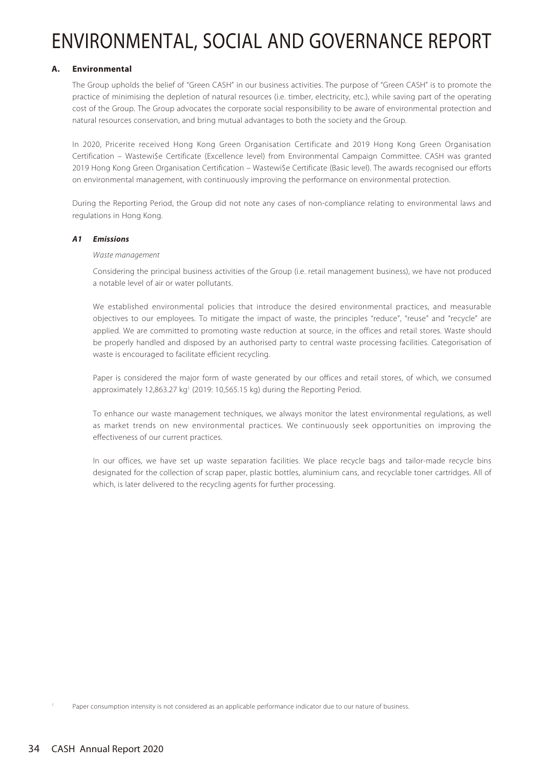# ENVIRONMENTAL, SOCIAL AND GOVERNANCE REPORT

## A. Environmental

The Group upholds the belief of "Green CASH" in our business activities. The purpose of "Green CASH" is to promote the practice of minimising the depletion of natural resources (i.e. timber, electricity, etc.), while saving part of the operating cost of the Group. The Group advocates the corporate social responsibility to be aware of environmental protection and natural resources conservation, and bring mutual advantages to both the society and the Group.

In 2020, Pricerite received Hong Kong Green Organisation Certificate and 2019 Hong Kong Green Organisation Certification – Wastewi$e Certificate (Excellence level) from Environmental Campaign Committee. CASH was granted 2019 Hong Kong Green Organisation Certification – Wastewi$e Certificate (Basic level). The awards recognised our efforts on environmental management, with continuously improving the performance on environmental protection.

During the Reporting Period, the Group did not note any cases of non-compliance relating to environmental laws and regulations in Hong Kong.

### *A1 Emissions*

*Waste management*

Considering the principal business activities of the Group (i.e. retail management business), we have not produced a notable level of air or water pollutants.

We established environmental policies that introduce the desired environmental practices, and measurable objectives to our employees. To mitigate the impact of waste, the principles "reduce", "reuse" and "recycle" are applied. We are committed to promoting waste reduction at source, in the offices and retail stores. Waste should be properly handled and disposed by an authorised party to central waste processing facilities. Categorisation of waste is encouraged to facilitate efficient recycling.

Paper is considered the major form of waste generated by our offices and retail stores, of which, we consumed approximately 12,863.27 kg[1] (2019: 10,565.15 kg) during the Reporting Period.

To enhance our waste management techniques, we always monitor the latest environmental regulations, as well as market trends on new environmental practices. We continuously seek opportunities on improving the effectiveness of our current practices.

In our offices, we have set up waste separation facilities. We place recycle bags and tailor-made recycle bins designated for the collection of scrap paper, plastic bottles, aluminium cans, and recyclable toner cartridges. All of which, is later delivered to the recycling agents for further processing.

[1] Paper consumption intensity is not considered as an applicable performance indicator due to our nature of business.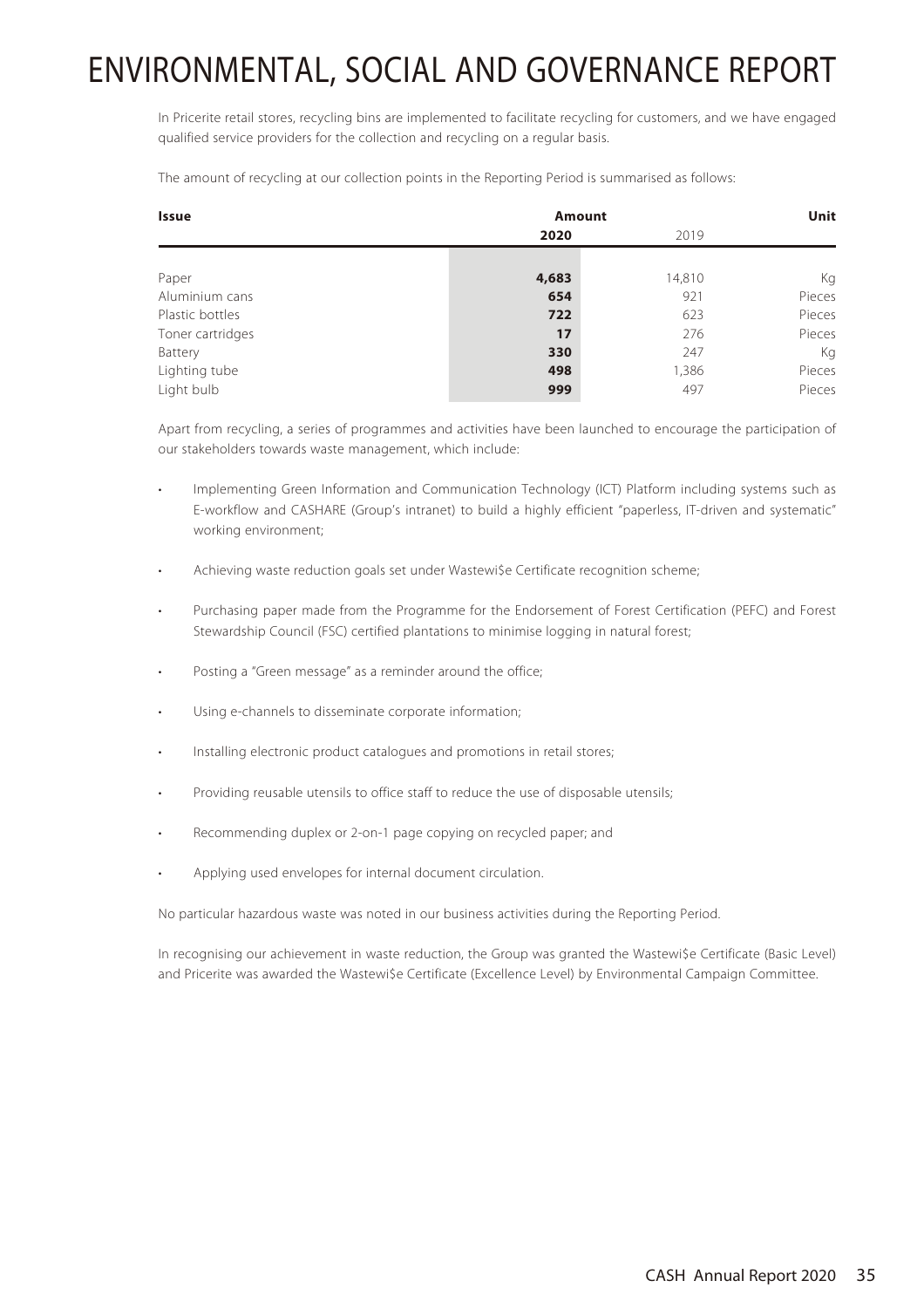# ENVIRONMENTAL, SOCIAL AND GOVERNANCE REPORT

In Pricerite retail stores, recycling bins are implemented to facilitate recycling for customers, and we have engaged qualified service providers for the collection and recycling on a regular basis.

The amount of recycling at our collection points in the Reporting Period is summarised as follows:

| Issue | Amount | | Unit |
|---|---|---|---|
| | **2020** | 2019 | |
| Paper | **4,683** | 14,810 | Kg |
| Aluminium cans | **654** | 921 | Pieces |
| Plastic bottles | **722** | 623 | Pieces |
| Toner cartridges | **17** | 276 | Pieces |
| Battery | **330** | 247 | Kg |
| Lighting tube | **498** | 1,386 | Pieces |
| Light bulb | **999** | 497 | Pieces |

Apart from recycling, a series of programmes and activities have been launched to encourage the participation of our stakeholders towards waste management, which include:

- Implementing Green Information and Communication Technology (ICT) Platform including systems such as E-workflow and CASHARE (Group's intranet) to build a highly efficient "paperless, IT-driven and systematic" working environment;
- Achieving waste reduction goals set under Wastewi$e Certificate recognition scheme;
- Purchasing paper made from the Programme for the Endorsement of Forest Certification (PEFC) and Forest Stewardship Council (FSC) certified plantations to minimise logging in natural forest;
- Posting a "Green message" as a reminder around the office;
- Using e-channels to disseminate corporate information;
- Installing electronic product catalogues and promotions in retail stores;
- Providing reusable utensils to office staff to reduce the use of disposable utensils;
- Recommending duplex or 2-on-1 page copying on recycled paper; and
- Applying used envelopes for internal document circulation.

No particular hazardous waste was noted in our business activities during the Reporting Period.

In recognising our achievement in waste reduction, the Group was granted the Wastewi$e Certificate (Basic Level) and Pricerite was awarded the Wastewi$e Certificate (Excellence Level) by Environmental Campaign Committee.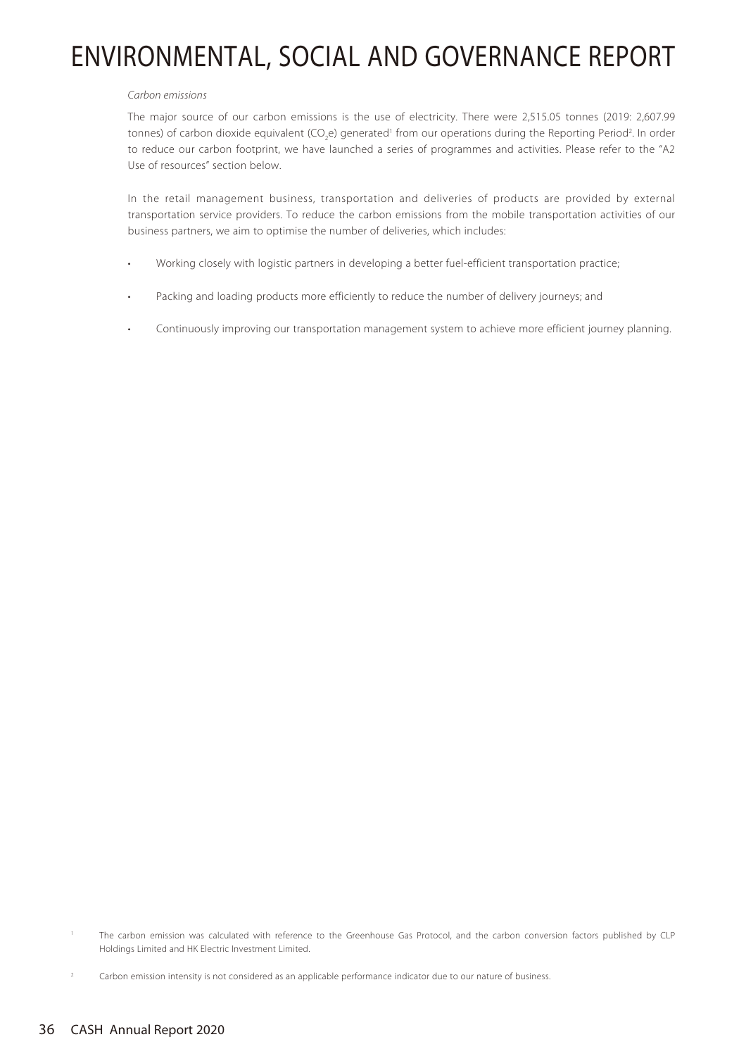*Carbon emissions*

The major source of our carbon emissions is the use of electricity. There were 2,515.05 tonnes (2019: 2,607.99 tonnes) of carbon dioxide equivalent ($CO_2e$) generated[1] from our operations during the Reporting Period[2]. In order to reduce our carbon footprint, we have launched a series of programmes and activities. Please refer to the "A2 Use of resources" section below.

In the retail management business, transportation and deliveries of products are provided by external transportation service providers. To reduce the carbon emissions from the mobile transportation activities of our business partners, we aim to optimise the number of deliveries, which includes:

- Working closely with logistic partners in developing a better fuel-efficient transportation practice;
- Packing and loading products more efficiently to reduce the number of delivery journeys; and
- Continuously improving our transportation management system to achieve more efficient journey planning.

[1] The carbon emission was calculated with reference to the Greenhouse Gas Protocol, and the carbon conversion factors published by CLP Holdings Limited and HK Electric Investment Limited.

[2] Carbon emission intensity is not considered as an applicable performance indicator due to our nature of business.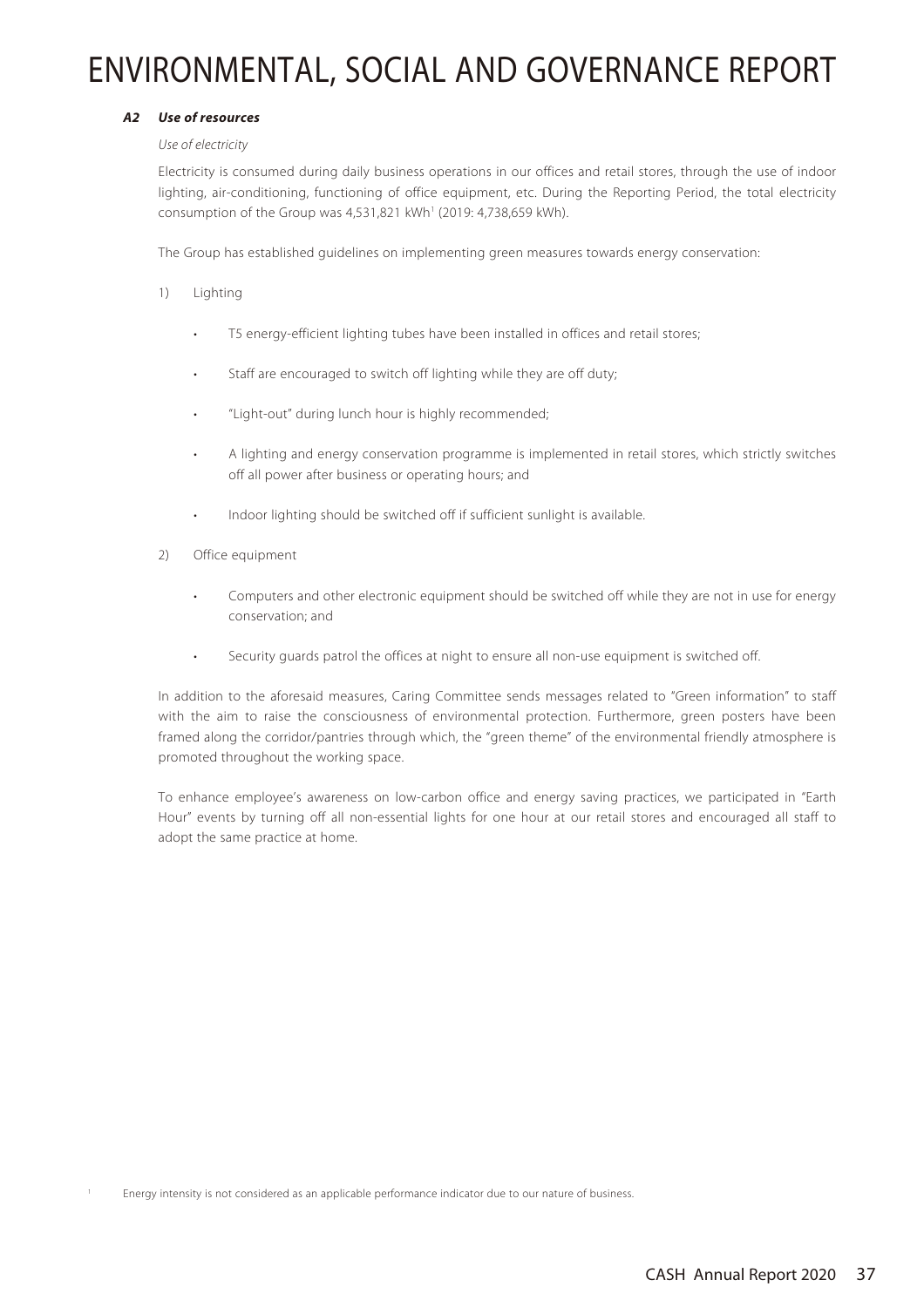### *A2 Use of resources*

*Use of electricity*

Electricity is consumed during daily business operations in our offices and retail stores, through the use of indoor lighting, air-conditioning, functioning of office equipment, etc. During the Reporting Period, the total electricity consumption of the Group was 4,531,821 kWh[1] (2019: 4,738,659 kWh).

The Group has established guidelines on implementing green measures towards energy conservation:

1) Lighting

- T5 energy-efficient lighting tubes have been installed in offices and retail stores;
- Staff are encouraged to switch off lighting while they are off duty;
- "Light-out" during lunch hour is highly recommended;
- A lighting and energy conservation programme is implemented in retail stores, which strictly switches off all power after business or operating hours; and
- Indoor lighting should be switched off if sufficient sunlight is available.

2) Office equipment

- Computers and other electronic equipment should be switched off while they are not in use for energy conservation; and
- Security guards patrol the offices at night to ensure all non-use equipment is switched off.

In addition to the aforesaid measures, Caring Committee sends messages related to "Green information" to staff with the aim to raise the consciousness of environmental protection. Furthermore, green posters have been framed along the corridor/pantries through which, the "green theme" of the environmental friendly atmosphere is promoted throughout the working space.

To enhance employee's awareness on low-carbon office and energy saving practices, we participated in "Earth Hour" events by turning off all non-essential lights for one hour at our retail stores and encouraged all staff to adopt the same practice at home.

[1] Energy intensity is not considered as an applicable performance indicator due to our nature of business.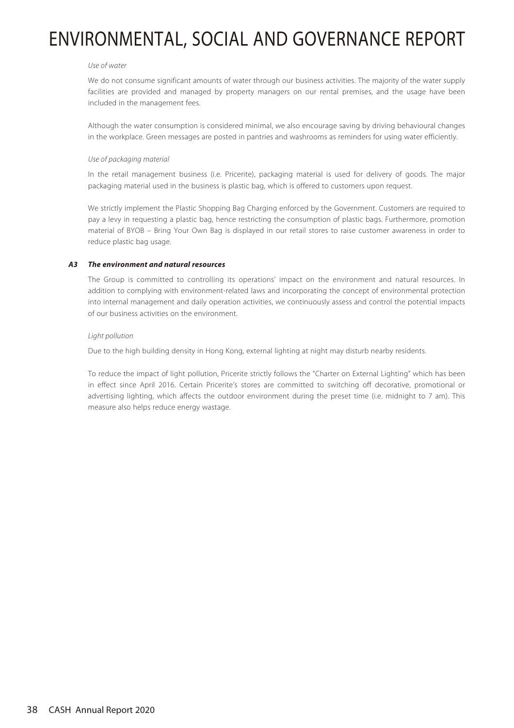*Use of water*

We do not consume significant amounts of water through our business activities. The majority of the water supply facilities are provided and managed by property managers on our rental premises, and the usage have been included in the management fees.

Although the water consumption is considered minimal, we also encourage saving by driving behavioural changes in the workplace. Green messages are posted in pantries and washrooms as reminders for using water efficiently.

*Use of packaging material*

In the retail management business (i.e. Pricerite), packaging material is used for delivery of goods. The major packaging material used in the business is plastic bag, which is offered to customers upon request.

We strictly implement the Plastic Shopping Bag Charging enforced by the Government. Customers are required to pay a levy in requesting a plastic bag, hence restricting the consumption of plastic bags. Furthermore, promotion material of BYOB – Bring Your Own Bag is displayed in our retail stores to raise customer awareness in order to reduce plastic bag usage.

### *A3 The environment and natural resources*

The Group is committed to controlling its operations' impact on the environment and natural resources. In addition to complying with environment-related laws and incorporating the concept of environmental protection into internal management and daily operation activities, we continuously assess and control the potential impacts of our business activities on the environment.

*Light pollution*

Due to the high building density in Hong Kong, external lighting at night may disturb nearby residents.

To reduce the impact of light pollution, Pricerite strictly follows the "Charter on External Lighting" which has been in effect since April 2016. Certain Pricerite's stores are committed to switching off decorative, promotional or advertising lighting, which affects the outdoor environment during the preset time (i.e. midnight to 7 am). This measure also helps reduce energy wastage.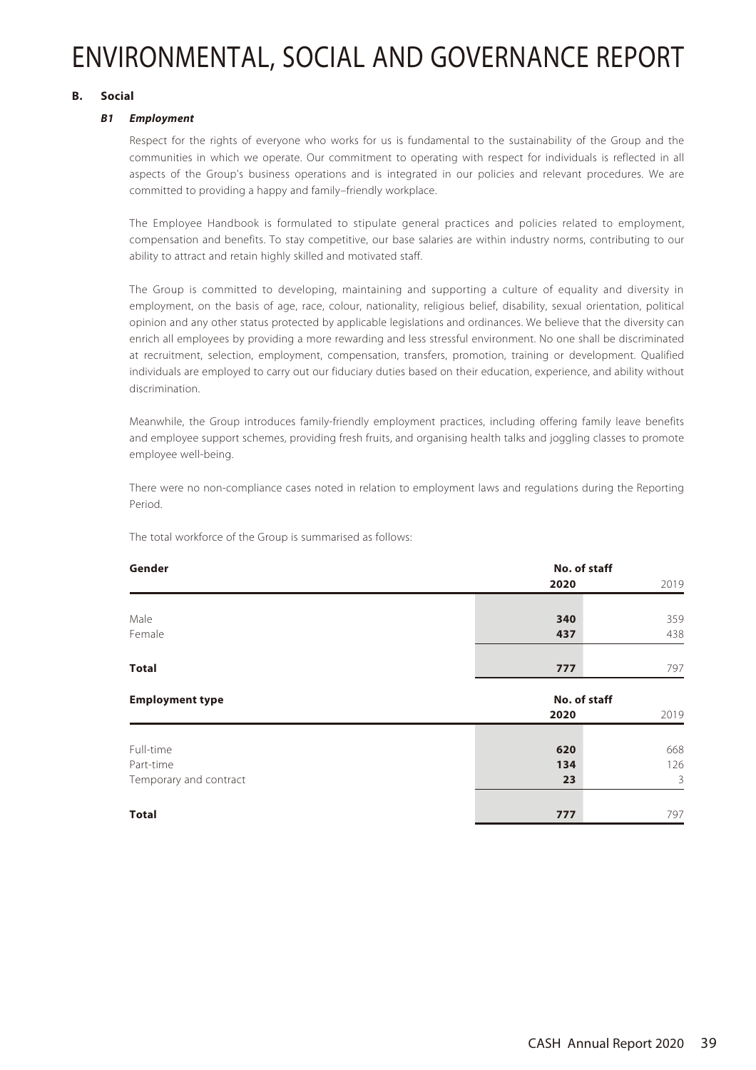# ENVIRONMENTAL, SOCIAL AND GOVERNANCE REPORT

## B. Social

### *B1 Employment*

Respect for the rights of everyone who works for us is fundamental to the sustainability of the Group and the communities in which we operate. Our commitment to operating with respect for individuals is reflected in all aspects of the Group's business operations and is integrated in our policies and relevant procedures. We are committed to providing a happy and family–friendly workplace.

The Employee Handbook is formulated to stipulate general practices and policies related to employment, compensation and benefits. To stay competitive, our base salaries are within industry norms, contributing to our ability to attract and retain highly skilled and motivated staff.

The Group is committed to developing, maintaining and supporting a culture of equality and diversity in employment, on the basis of age, race, colour, nationality, religious belief, disability, sexual orientation, political opinion and any other status protected by applicable legislations and ordinances. We believe that the diversity can enrich all employees by providing a more rewarding and less stressful environment. No one shall be discriminated at recruitment, selection, employment, compensation, transfers, promotion, training or development. Qualified individuals are employed to carry out our fiduciary duties based on their education, experience, and ability without discrimination.

Meanwhile, the Group introduces family-friendly employment practices, including offering family leave benefits and employee support schemes, providing fresh fruits, and organising health talks and joggling classes to promote employee well-being.

There were no non-compliance cases noted in relation to employment laws and regulations during the Reporting Period.

The total workforce of the Group is summarised as follows:

| **Gender** | **No. of staff** | |
|---|---|---|
| | **2020** | 2019 |
| Male | **340** | 359 |
| Female | **437** | 438 |
| **Total** | **777** | 797 |

| **Employment type** | **No. of staff** | |
|---|---|---|
| | **2020** | 2019 |
| Full-time | **620** | 668 |
| Part-time | **134** | 126 |
| Temporary and contract | **23** | 3 |
| **Total** | **777** | 797 |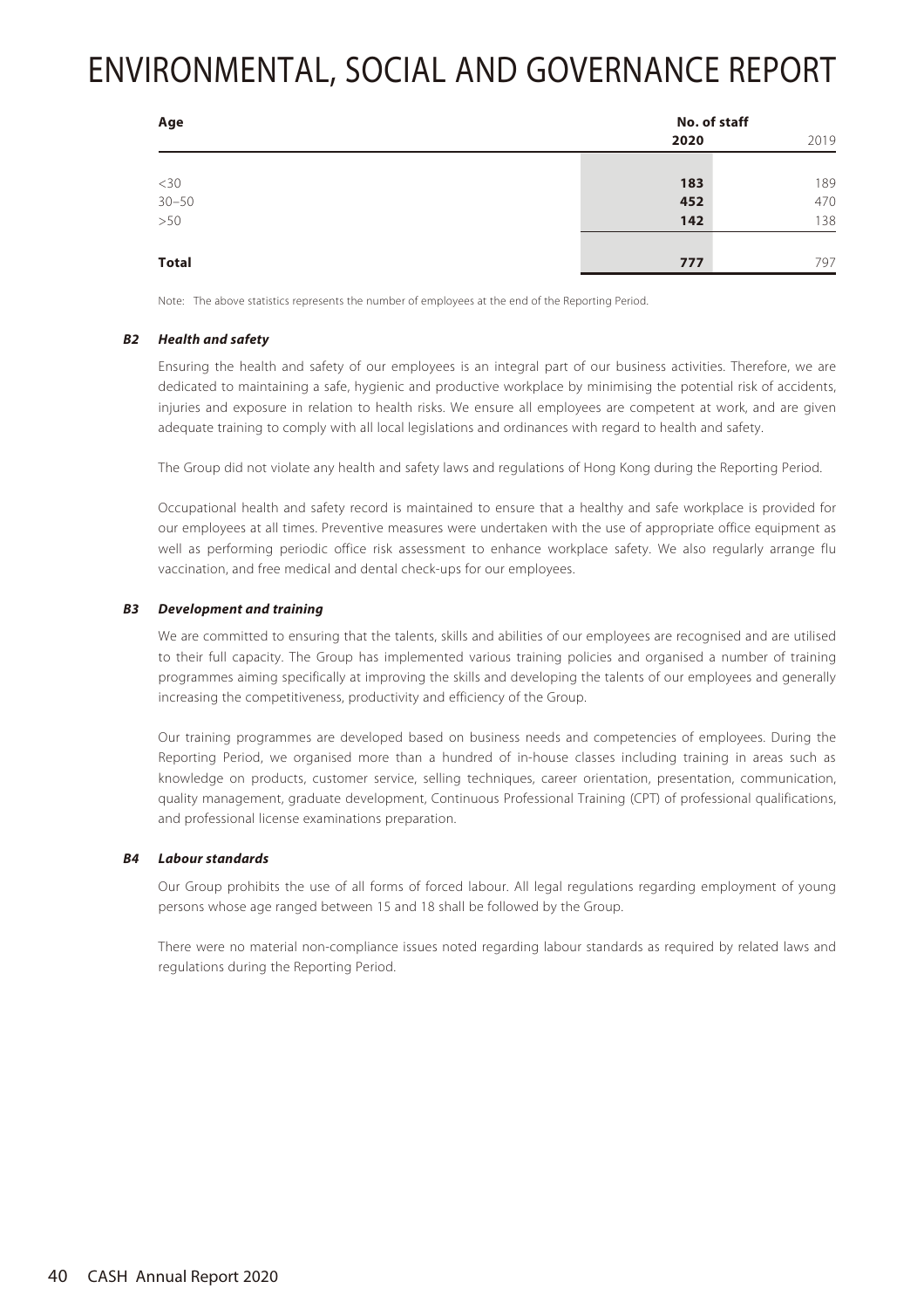| Age | No. of staff | |
|---|---|---|
| | **2020** | 2019 |
| <30 | **183** | 189 |
| 30–50 | **452** | 470 |
| >50 | **142** | 138 |
| **Total** | **777** | 797 |

Note: The above statistics represents the number of employees at the end of the Reporting Period.

### *B2 Health and safety*

Ensuring the health and safety of our employees is an integral part of our business activities. Therefore, we are dedicated to maintaining a safe, hygienic and productive workplace by minimising the potential risk of accidents, injuries and exposure in relation to health risks. We ensure all employees are competent at work, and are given adequate training to comply with all local legislations and ordinances with regard to health and safety.

The Group did not violate any health and safety laws and regulations of Hong Kong during the Reporting Period.

Occupational health and safety record is maintained to ensure that a healthy and safe workplace is provided for our employees at all times. Preventive measures were undertaken with the use of appropriate office equipment as well as performing periodic office risk assessment to enhance workplace safety. We also regularly arrange flu vaccination, and free medical and dental check-ups for our employees.

### *B3 Development and training*

We are committed to ensuring that the talents, skills and abilities of our employees are recognised and are utilised to their full capacity. The Group has implemented various training policies and organised a number of training programmes aiming specifically at improving the skills and developing the talents of our employees and generally increasing the competitiveness, productivity and efficiency of the Group.

Our training programmes are developed based on business needs and competencies of employees. During the Reporting Period, we organised more than a hundred of in-house classes including training in areas such as knowledge on products, customer service, selling techniques, career orientation, presentation, communication, quality management, graduate development, Continuous Professional Training (CPT) of professional qualifications, and professional license examinations preparation.

### *B4 Labour standards*

Our Group prohibits the use of all forms of forced labour. All legal regulations regarding employment of young persons whose age ranged between 15 and 18 shall be followed by the Group.

There were no material non-compliance issues noted regarding labour standards as required by related laws and regulations during the Reporting Period.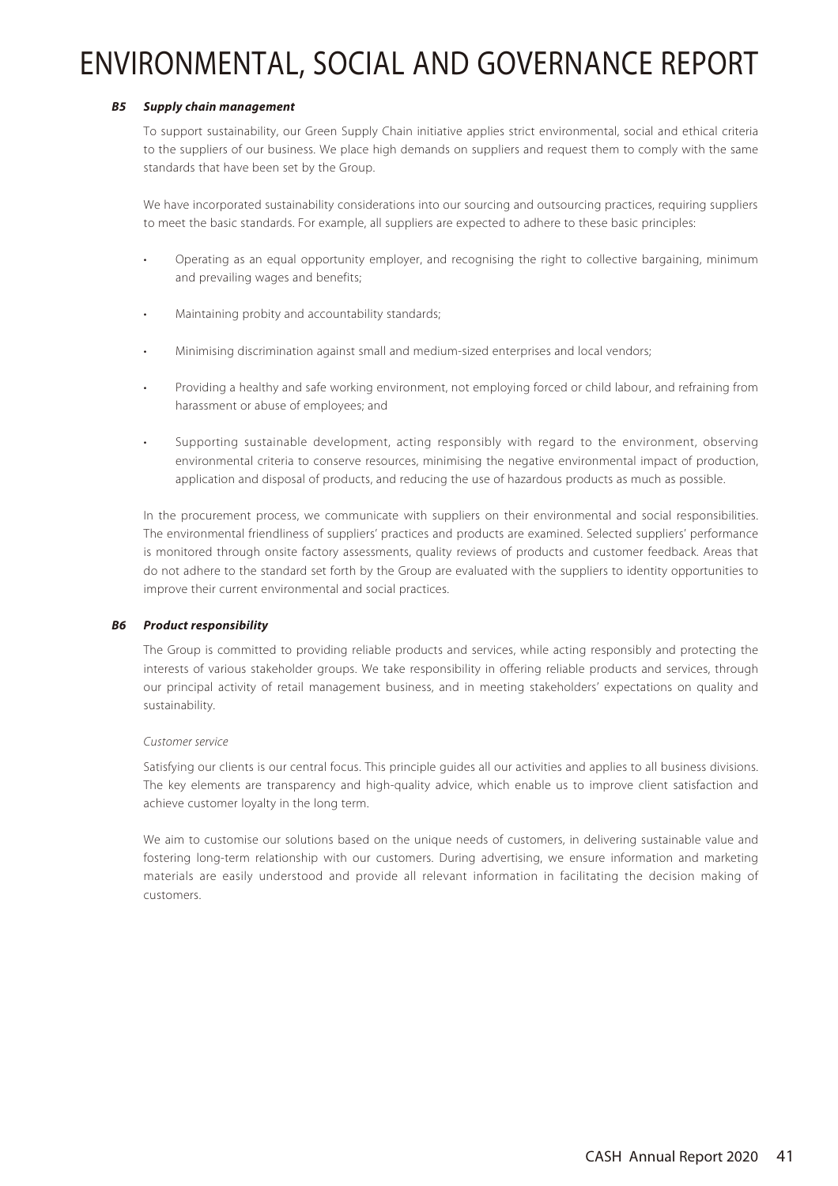# ENVIRONMENTAL, SOCIAL AND GOVERNANCE REPORT

***B5 Supply chain management***

To support sustainability, our Green Supply Chain initiative applies strict environmental, social and ethical criteria to the suppliers of our business. We place high demands on suppliers and request them to comply with the same standards that have been set by the Group.

We have incorporated sustainability considerations into our sourcing and outsourcing practices, requiring suppliers to meet the basic standards. For example, all suppliers are expected to adhere to these basic principles:

- Operating as an equal opportunity employer, and recognising the right to collective bargaining, minimum and prevailing wages and benefits;
- Maintaining probity and accountability standards;
- Minimising discrimination against small and medium-sized enterprises and local vendors;
- Providing a healthy and safe working environment, not employing forced or child labour, and refraining from harassment or abuse of employees; and
- Supporting sustainable development, acting responsibly with regard to the environment, observing environmental criteria to conserve resources, minimising the negative environmental impact of production, application and disposal of products, and reducing the use of hazardous products as much as possible.

In the procurement process, we communicate with suppliers on their environmental and social responsibilities. The environmental friendliness of suppliers' practices and products are examined. Selected suppliers' performance is monitored through onsite factory assessments, quality reviews of products and customer feedback. Areas that do not adhere to the standard set forth by the Group are evaluated with the suppliers to identity opportunities to improve their current environmental and social practices.

***B6 Product responsibility***

The Group is committed to providing reliable products and services, while acting responsibly and protecting the interests of various stakeholder groups. We take responsibility in offering reliable products and services, through our principal activity of retail management business, and in meeting stakeholders' expectations on quality and sustainability.

*Customer service*

Satisfying our clients is our central focus. This principle guides all our activities and applies to all business divisions. The key elements are transparency and high-quality advice, which enable us to improve client satisfaction and achieve customer loyalty in the long term.

We aim to customise our solutions based on the unique needs of customers, in delivering sustainable value and fostering long-term relationship with our customers. During advertising, we ensure information and marketing materials are easily understood and provide all relevant information in facilitating the decision making of customers.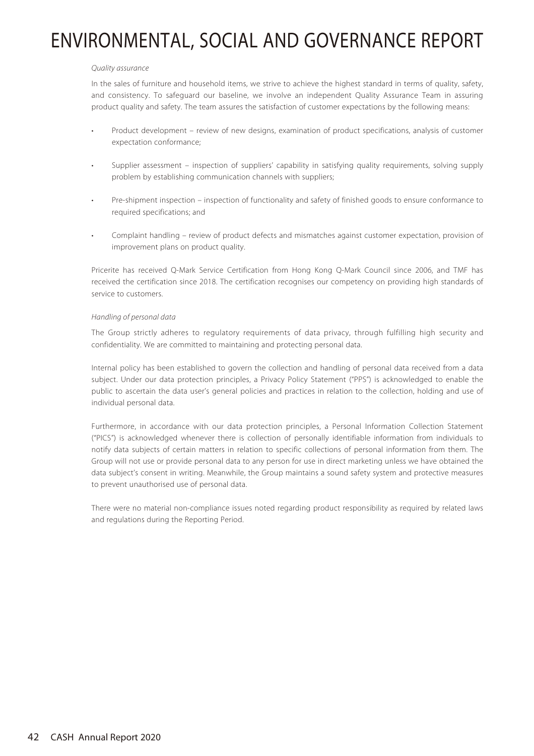*Quality assurance*

In the sales of furniture and household items, we strive to achieve the highest standard in terms of quality, safety, and consistency. To safeguard our baseline, we involve an independent Quality Assurance Team in assuring product quality and safety. The team assures the satisfaction of customer expectations by the following means:

- Product development – review of new designs, examination of product specifications, analysis of customer expectation conformance;
- Supplier assessment – inspection of suppliers' capability in satisfying quality requirements, solving supply problem by establishing communication channels with suppliers;
- Pre-shipment inspection – inspection of functionality and safety of finished goods to ensure conformance to required specifications; and
- Complaint handling – review of product defects and mismatches against customer expectation, provision of improvement plans on product quality.

Pricerite has received Q-Mark Service Certification from Hong Kong Q-Mark Council since 2006, and TMF has received the certification since 2018. The certification recognises our competency on providing high standards of service to customers.

*Handling of personal data*

The Group strictly adheres to regulatory requirements of data privacy, through fulfilling high security and confidentiality. We are committed to maintaining and protecting personal data.

Internal policy has been established to govern the collection and handling of personal data received from a data subject. Under our data protection principles, a Privacy Policy Statement ("PPS") is acknowledged to enable the public to ascertain the data user's general policies and practices in relation to the collection, holding and use of individual personal data.

Furthermore, in accordance with our data protection principles, a Personal Information Collection Statement ("PICS") is acknowledged whenever there is collection of personally identifiable information from individuals to notify data subjects of certain matters in relation to specific collections of personal information from them. The Group will not use or provide personal data to any person for use in direct marketing unless we have obtained the data subject's consent in writing. Meanwhile, the Group maintains a sound safety system and protective measures to prevent unauthorised use of personal data.

There were no material non-compliance issues noted regarding product responsibility as required by related laws and regulations during the Reporting Period.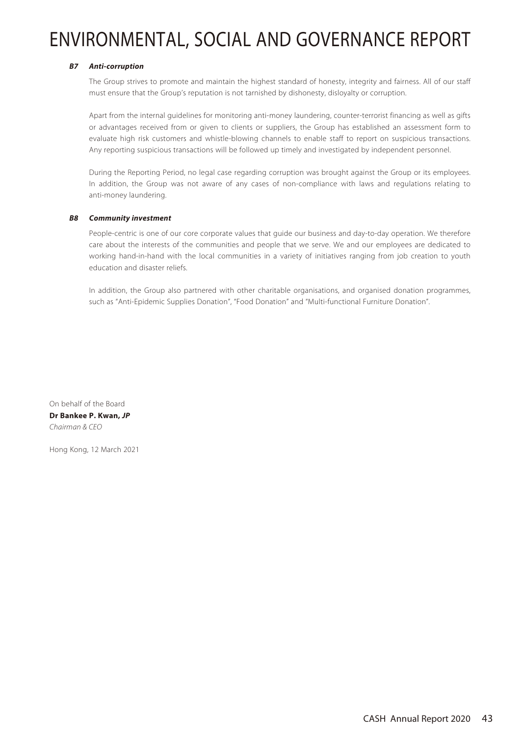### *B7 Anti-corruption*

The Group strives to promote and maintain the highest standard of honesty, integrity and fairness. All of our staff must ensure that the Group's reputation is not tarnished by dishonesty, disloyalty or corruption.

Apart from the internal guidelines for monitoring anti-money laundering, counter-terrorist financing as well as gifts or advantages received from or given to clients or suppliers, the Group has established an assessment form to evaluate high risk customers and whistle-blowing channels to enable staff to report on suspicious transactions. Any reporting suspicious transactions will be followed up timely and investigated by independent personnel.

During the Reporting Period, no legal case regarding corruption was brought against the Group or its employees. In addition, the Group was not aware of any cases of non-compliance with laws and regulations relating to anti-money laundering.

### *B8 Community investment*

People-centric is one of our core corporate values that guide our business and day-to-day operation. We therefore care about the interests of the communities and people that we serve. We and our employees are dedicated to working hand-in-hand with the local communities in a variety of initiatives ranging from job creation to youth education and disaster reliefs.

In addition, the Group also partnered with other charitable organisations, and organised donation programmes, such as "Anti-Epidemic Supplies Donation", "Food Donation" and "Multi-functional Furniture Donation".

On behalf of the Board
**Dr Bankee P. Kwan, *JP***
*Chairman & CEO*

Hong Kong, 12 March 2021